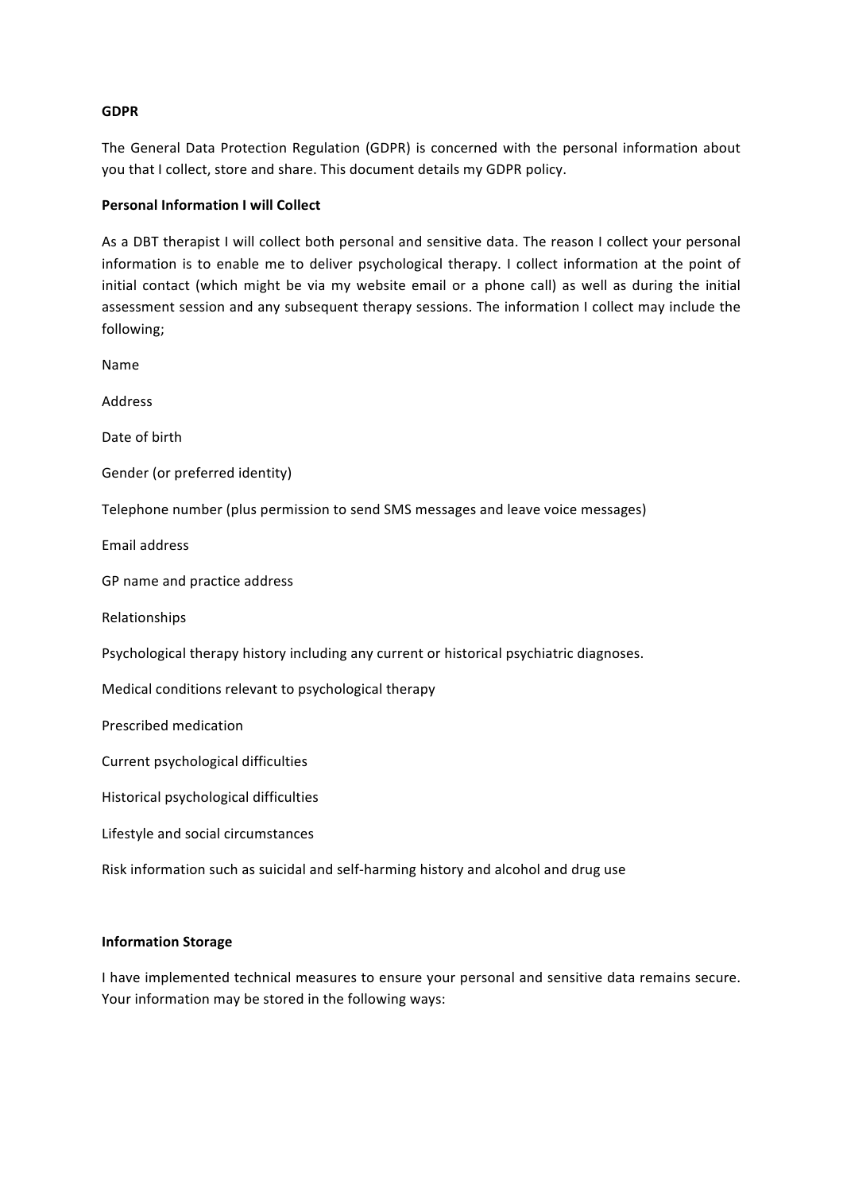**GDPR**

The General Data Protection Regulation (GDPR) is concerned with the personal information about you that I collect, store and share. This document details my GDPR policy.

**Personal Information I will Collect**

As a DBT therapist I will collect both personal and sensitive data. The reason I collect your personal information is to enable me to deliver psychological therapy. I collect information at the point of initial contact (which might be via my website email or a phone call) as well as during the initial assessment session and any subsequent therapy sessions. The information I collect may include the following;

Name

Address

Date of birth

Gender (or preferred identity)

Telephone number (plus permission to send SMS messages and leave voice messages)

Email address

GP name and practice address

Relationships

Psychological therapy history including any current or historical psychiatric diagnoses.

Medical conditions relevant to psychological therapy

Prescribed medication

Current psychological difficulties

Historical psychological difficulties

Lifestyle and social circumstances

Risk information such as suicidal and self-harming history and alcohol and drug use

**Information Storage**

I have implemented technical measures to ensure your personal and sensitive data remains secure. Your information may be stored in the following ways: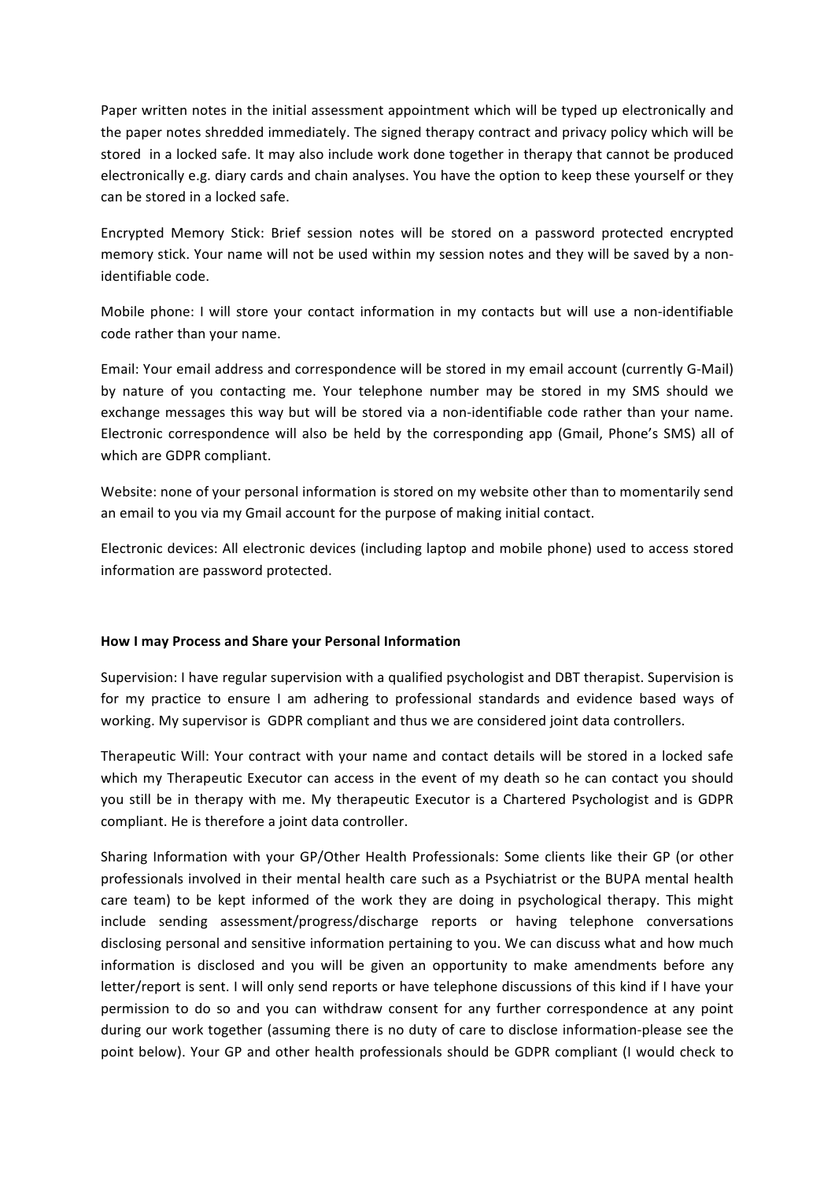Paper written notes in the initial assessment appointment which will be typed up electronically and the paper notes shredded immediately. The signed therapy contract and privacy policy which will be stored in a locked safe. It may also include work done together in therapy that cannot be produced electronically e.g. diary cards and chain analyses. You have the option to keep these yourself or they can be stored in a locked safe.

Encrypted Memory Stick: Brief session notes will be stored on a password protected encrypted memory stick. Your name will not be used within my session notes and they will be saved by a non-identifiable code.

Mobile phone: I will store your contact information in my contacts but will use a non-identifiable code rather than your name.

Email: Your email address and correspondence will be stored in my email account (currently G-Mail) by nature of you contacting me. Your telephone number may be stored in my SMS should we exchange messages this way but will be stored via a non-identifiable code rather than your name. Electronic correspondence will also be held by the corresponding app (Gmail, Phone's SMS) all of which are GDPR compliant.

Website: none of your personal information is stored on my website other than to momentarily send an email to you via my Gmail account for the purpose of making initial contact.

Electronic devices: All electronic devices (including laptop and mobile phone) used to access stored information are password protected.

**How I may Process and Share your Personal Information**

Supervision: I have regular supervision with a qualified psychologist and DBT therapist. Supervision is for my practice to ensure I am adhering to professional standards and evidence based ways of working. My supervisor is GDPR compliant and thus we are considered joint data controllers.

Therapeutic Will: Your contract with your name and contact details will be stored in a locked safe which my Therapeutic Executor can access in the event of my death so he can contact you should you still be in therapy with me. My therapeutic Executor is a Chartered Psychologist and is GDPR compliant. He is therefore a joint data controller.

Sharing Information with your GP/Other Health Professionals: Some clients like their GP (or other professionals involved in their mental health care such as a Psychiatrist or the BUPA mental health care team) to be kept informed of the work they are doing in psychological therapy. This might include sending assessment/progress/discharge reports or having telephone conversations disclosing personal and sensitive information pertaining to you. We can discuss what and how much information is disclosed and you will be given an opportunity to make amendments before any letter/report is sent. I will only send reports or have telephone discussions of this kind if I have your permission to do so and you can withdraw consent for any further correspondence at any point during our work together (assuming there is no duty of care to disclose information-please see the point below). Your GP and other health professionals should be GDPR compliant (I would check to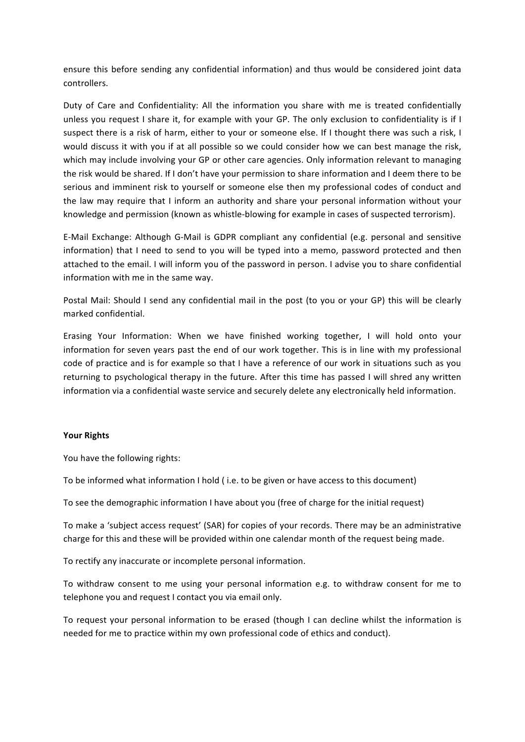ensure this before sending any confidential information) and thus would be considered joint data controllers.

Duty of Care and Confidentiality: All the information you share with me is treated confidentially unless you request I share it, for example with your GP. The only exclusion to confidentiality is if I suspect there is a risk of harm, either to your or someone else. If I thought there was such a risk, I would discuss it with you if at all possible so we could consider how we can best manage the risk, which may include involving your GP or other care agencies. Only information relevant to managing the risk would be shared. If I don't have your permission to share information and I deem there to be serious and imminent risk to yourself or someone else then my professional codes of conduct and the law may require that I inform an authority and share your personal information without your knowledge and permission (known as whistle-blowing for example in cases of suspected terrorism).

E-Mail Exchange: Although G-Mail is GDPR compliant any confidential (e.g. personal and sensitive information) that I need to send to you will be typed into a memo, password protected and then attached to the email. I will inform you of the password in person. I advise you to share confidential information with me in the same way.

Postal Mail: Should I send any confidential mail in the post (to you or your GP) this will be clearly marked confidential.

Erasing Your Information: When we have finished working together, I will hold onto your information for seven years past the end of our work together. This is in line with my professional code of practice and is for example so that I have a reference of our work in situations such as you returning to psychological therapy in the future. After this time has passed I will shred any written information via a confidential waste service and securely delete any electronically held information.

**Your Rights**

You have the following rights:

To be informed what information I hold ( i.e. to be given or have access to this document)

To see the demographic information I have about you (free of charge for the initial request)

To make a 'subject access request' (SAR) for copies of your records. There may be an administrative charge for this and these will be provided within one calendar month of the request being made.

To rectify any inaccurate or incomplete personal information.

To withdraw consent to me using your personal information e.g. to withdraw consent for me to telephone you and request I contact you via email only.

To request your personal information to be erased (though I can decline whilst the information is needed for me to practice within my own professional code of ethics and conduct).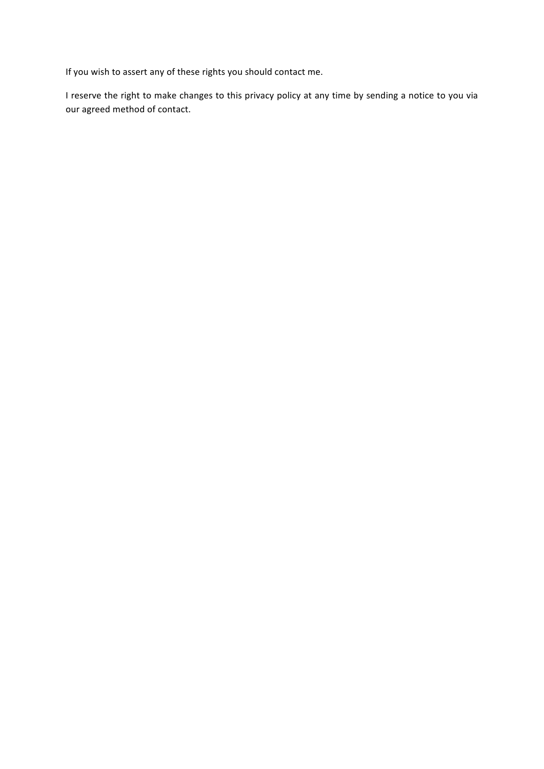If you wish to assert any of these rights you should contact me.

I reserve the right to make changes to this privacy policy at any time by sending a notice to you via our agreed method of contact.